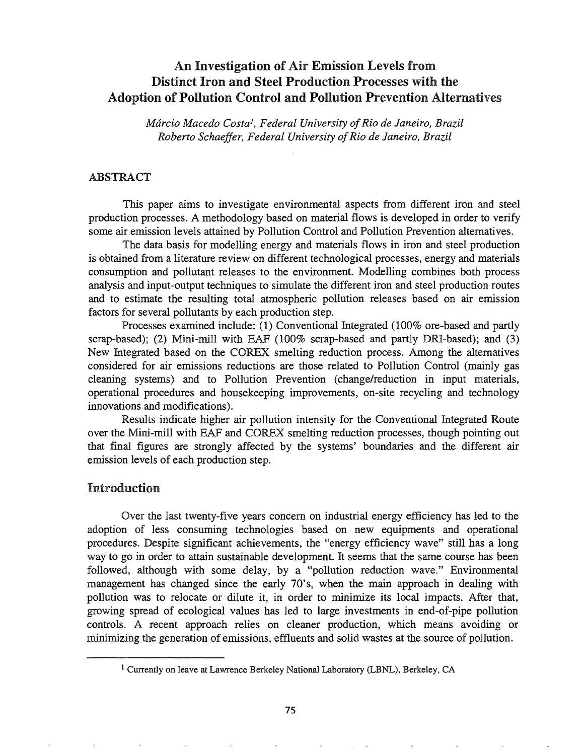# An Investigation of Air Emission Levels from Distinct Iron and Steel Production Processes with the Adoption of Pollution Control and Pollution Prevention Alternatives

*Márcio Macedo Costa[1], Federal University of Rio de Janeiro, Brazil*
*Roberto Schaeffer, Federal University of Rio de Janeiro, Brazil*

## ABSTRACT

This paper aims to investigate environmental aspects from different iron and steel production processes. A methodology based on material flows is developed in order to verify some air emission levels attained by Pollution Control and Pollution Prevention alternatives.

The data basis for modelling energy and materials flows in iron and steel production is obtained from a literature review on different technological processes, energy and materials consumption and pollutant releases to the environment. Modelling combines both process analysis and input-output techniques to simulate the different iron and steel production routes and to estimate the resulting total atmospheric pollution releases based on air emission factors for several pollutants by each production step.

Processes examined include: (1) Conventional Integrated (100% ore-based and partly scrap-based); (2) Mini-mill with EAF (100% scrap-based and partly DRI-based); and (3) New Integrated based on the COREX smelting reduction process. Among the alternatives considered for air emissions reductions are those related to Pollution Control (mainly gas cleaning systems) and to Pollution Prevention (change/reduction in input materials, operational procedures and housekeeping improvements, on-site recycling and technology innovations and modifications).

Results indicate higher air pollution intensity for the Conventional Integrated Route over the Mini-mill with EAF and COREX smelting reduction processes, though pointing out that final figures are strongly affected by the systems' boundaries and the different air emission levels of each production step.

## Introduction

Over the last twenty-five years concern on industrial energy efficiency has led to the adoption of less consuming technologies based on new equipments and operational procedures. Despite significant achievements, the "energy efficiency wave" still has a long way to go in order to attain sustainable development. It seems that the same course has been followed, although with some delay, by a "pollution reduction wave." Environmental management has changed since the early 70's, when the main approach in dealing with pollution was to relocate or dilute it, in order to minimize its local impacts. After that, growing spread of ecological values has led to large investments in end-of-pipe pollution controls. A recent approach relies on cleaner production, which means avoiding or minimizing the generation of emissions, effluents and solid wastes at the source of pollution.

---

[1] Currently on leave at Lawrence Berkeley National Laboratory (LBNL), Berkeley, CA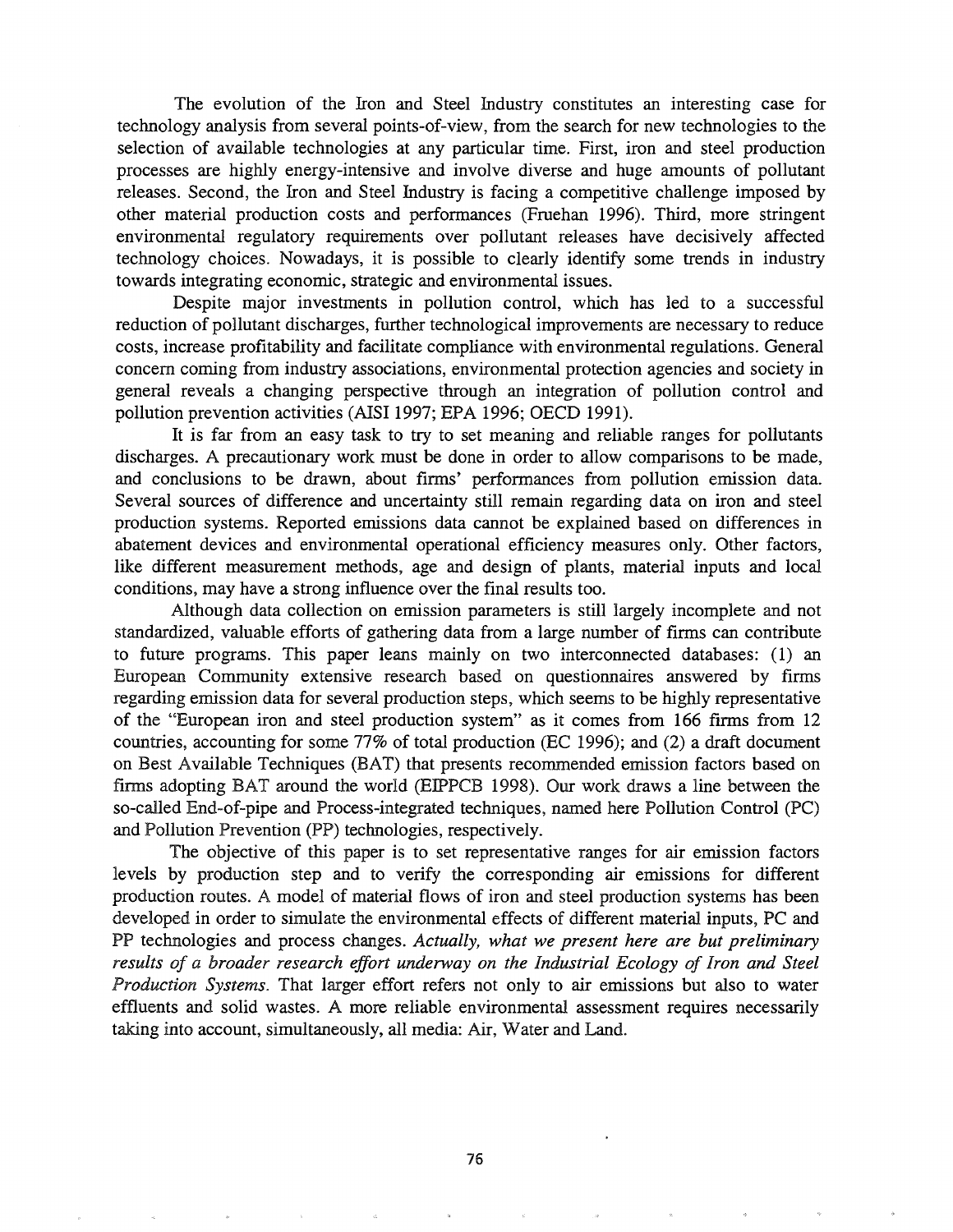The evolution of the Iron and Steel Industry constitutes an interesting case for technology analysis from several points-of-view, from the search for new technologies to the selection of available technologies at any particular time. First, iron and steel production processes are highly energy-intensive and involve diverse and huge amounts of pollutant releases. Second, the Iron and Steel Industry is facing a competitive challenge imposed by other material production costs and performances (Fruehan 1996). Third, more stringent environmental regulatory requirements over pollutant releases have decisively affected technology choices. Nowadays, it is possible to clearly identify some trends in industry towards integrating economic, strategic and environmental issues.

Despite major investments in pollution control, which has led to a successful reduction of pollutant discharges, further technological improvements are necessary to reduce costs, increase profitability and facilitate compliance with environmental regulations. General concern coming from industry associations, environmental protection agencies and society in general reveals a changing perspective through an integration of pollution control and pollution prevention activities (AISI 1997; EPA 1996; OECD 1991).

It is far from an easy task to try to set meaning and reliable ranges for pollutants discharges. A precautionary work must be done in order to allow comparisons to be made, and conclusions to be drawn, about firms' performances from pollution emission data. Several sources of difference and uncertainty still remain regarding data on iron and steel production systems. Reported emissions data cannot be explained based on differences in abatement devices and environmental operational efficiency measures only. Other factors, like different measurement methods, age and design of plants, material inputs and local conditions, may have a strong influence over the final results too.

Although data collection on emission parameters is still largely incomplete and not standardized, valuable efforts of gathering data from a large number of firms can contribute to future programs. This paper leans mainly on two interconnected databases: (1) an European Community extensive research based on questionnaires answered by firms regarding emission data for several production steps, which seems to be highly representative of the "European iron and steel production system" as it comes from 166 firms from 12 countries, accounting for some 77% of total production (EC 1996); and (2) a draft document on Best Available Techniques (BAT) that presents recommended emission factors based on firms adopting BAT around the world (EIPPCB 1998). Our work draws a line between the so-called End-of-pipe and Process-integrated techniques, named here Pollution Control (PC) and Pollution Prevention (PP) technologies, respectively.

The objective of this paper is to set representative ranges for air emission factors levels by production step and to verify the corresponding air emissions for different production routes. A model of material flows of iron and steel production systems has been developed in order to simulate the environmental effects of different material inputs, PC and PP technologies and process changes. *Actually, what we present here are but preliminary results of a broader research effort underway on the Industrial Ecology of Iron and Steel Production Systems.* That larger effort refers not only to air emissions but also to water effluents and solid wastes. A more reliable environmental assessment requires necessarily taking into account, simultaneously, all media: Air, Water and Land.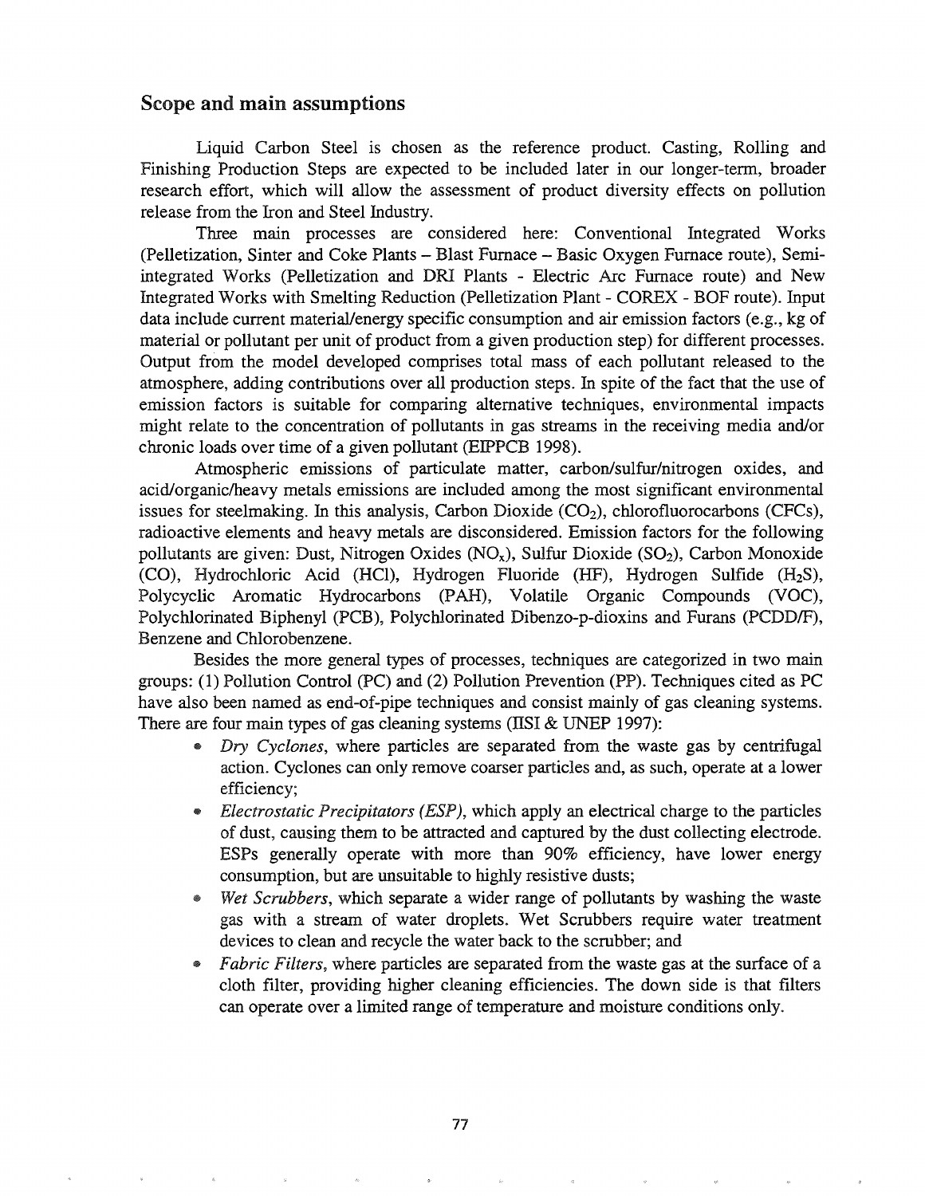## Scope and main assumptions

Liquid Carbon Steel is chosen as the reference product. Casting, Rolling and Finishing Production Steps are expected to be included later in our longer-term, broader research effort, which will allow the assessment of product diversity effects on pollution release from the Iron and Steel Industry.

Three main processes are considered here: Conventional Integrated Works (Pelletization, Sinter and Coke Plants – Blast Furnace – Basic Oxygen Furnace route), Semi-integrated Works (Pelletization and DRI Plants - Electric Arc Furnace route) and New Integrated Works with Smelting Reduction (Pelletization Plant - COREX - BOF route). Input data include current material/energy specific consumption and air emission factors (e.g., kg of material or pollutant per unit of product from a given production step) for different processes. Output from the model developed comprises total mass of each pollutant released to the atmosphere, adding contributions over all production steps. In spite of the fact that the use of emission factors is suitable for comparing alternative techniques, environmental impacts might relate to the concentration of pollutants in gas streams in the receiving media and/or chronic loads over time of a given pollutant (EIPPCB 1998).

Atmospheric emissions of particulate matter, carbon/sulfur/nitrogen oxides, and acid/organic/heavy metals emissions are included among the most significant environmental issues for steelmaking. In this analysis, Carbon Dioxide ($CO_2$), chlorofluorocarbons (CFCs), radioactive elements and heavy metals are disconsidered. Emission factors for the following pollutants are given: Dust, Nitrogen Oxides ($NO_x$), Sulfur Dioxide ($SO_2$), Carbon Monoxide (CO), Hydrochloric Acid (HCl), Hydrogen Fluoride (HF), Hydrogen Sulfide ($H_2S$), Polycyclic Aromatic Hydrocarbons (PAH), Volatile Organic Compounds (VOC), Polychlorinated Biphenyl (PCB), Polychlorinated Dibenzo-p-dioxins and Furans (PCDD/F), Benzene and Chlorobenzene.

Besides the more general types of processes, techniques are categorized in two main groups: (1) Pollution Control (PC) and (2) Pollution Prevention (PP). Techniques cited as PC have also been named as end-of-pipe techniques and consist mainly of gas cleaning systems. There are four main types of gas cleaning systems (IISI & UNEP 1997):

- *Dry Cyclones*, where particles are separated from the waste gas by centrifugal action. Cyclones can only remove coarser particles and, as such, operate at a lower efficiency;
- *Electrostatic Precipitators (ESP)*, which apply an electrical charge to the particles of dust, causing them to be attracted and captured by the dust collecting electrode. ESPs generally operate with more than 90% efficiency, have lower energy consumption, but are unsuitable to highly resistive dusts;
- *Wet Scrubbers*, which separate a wider range of pollutants by washing the waste gas with a stream of water droplets. Wet Scrubbers require water treatment devices to clean and recycle the water back to the scrubber; and
- *Fabric Filters*, where particles are separated from the waste gas at the surface of a cloth filter, providing higher cleaning efficiencies. The down side is that filters can operate over a limited range of temperature and moisture conditions only.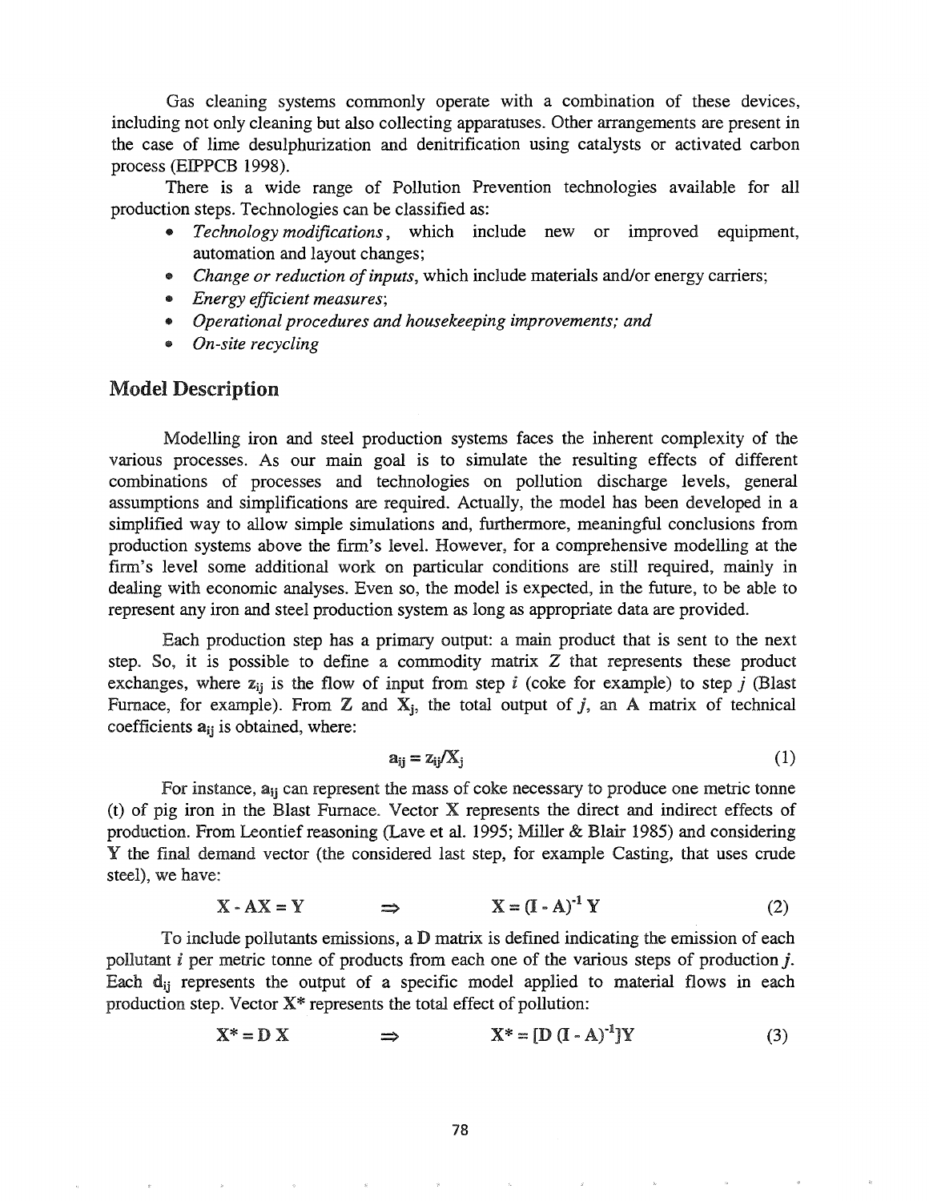Gas cleaning systems commonly operate with a combination of these devices, including not only cleaning but also collecting apparatuses. Other arrangements are present in the case of lime desulphurization and denitrification using catalysts or activated carbon process (EIPPCB 1998).

There is a wide range of Pollution Prevention technologies available for all production steps. Technologies can be classified as:

- *Technology modifications*, which include new or improved equipment, automation and layout changes;
- *Change or reduction of inputs*, which include materials and/or energy carriers;
- *Energy efficient measures*;
- *Operational procedures and housekeeping improvements; and*
- *On-site recycling*

## Model Description

Modelling iron and steel production systems faces the inherent complexity of the various processes. As our main goal is to simulate the resulting effects of different combinations of processes and technologies on pollution discharge levels, general assumptions and simplifications are required. Actually, the model has been developed in a simplified way to allow simple simulations and, furthermore, meaningful conclusions from production systems above the firm's level. However, for a comprehensive modelling at the firm's level some additional work on particular conditions are still required, mainly in dealing with economic analyses. Even so, the model is expected, in the future, to be able to represent any iron and steel production system as long as appropriate data are provided.

Each production step has a primary output: a main product that is sent to the next step. So, it is possible to define a commodity matrix $Z$ that represents these product exchanges, where $z_{ij}$ is the flow of input from step $i$ (coke for example) to step $j$ (Blast Furnace, for example). From $\mathbf{Z}$ and $\mathbf{X}_j$, the total output of $j$, an $\mathbf{A}$ matrix of technical coefficients $\mathbf{a}_{ij}$ is obtained, where:

$$\mathbf{a}_{ij} = \mathbf{z}_{ij}/\mathbf{X}_j \tag{1}$$

For instance, $\mathbf{a}_{ij}$ can represent the mass of coke necessary to produce one metric tonne (t) of pig iron in the Blast Furnace. Vector $\mathbf{X}$ represents the direct and indirect effects of production. From Leontief reasoning (Lave et al. 1995; Miller & Blair 1985) and considering $\mathbf{Y}$ the final demand vector (the considered last step, for example Casting, that uses crude steel), we have:

$$\mathbf{X} - \mathbf{AX} = \mathbf{Y} \qquad \Rightarrow \qquad \mathbf{X} = (\mathbf{I} - \mathbf{A})^{-1}\,\mathbf{Y} \tag{2}$$

To include pollutants emissions, a $\mathbf{D}$ matrix is defined indicating the emission of each pollutant $i$ per metric tonne of products from each one of the various steps of production $j$. Each $\mathbf{d}_{ij}$ represents the output of a specific model applied to material flows in each production step. Vector $\mathbf{X}^*$ represents the total effect of pollution:

$$\mathbf{X}^* = \mathbf{D}\,\mathbf{X} \qquad \Rightarrow \qquad \mathbf{X}^* = [\mathbf{D}\,(\mathbf{I} - \mathbf{A})^{-1}]\mathbf{Y} \tag{3}$$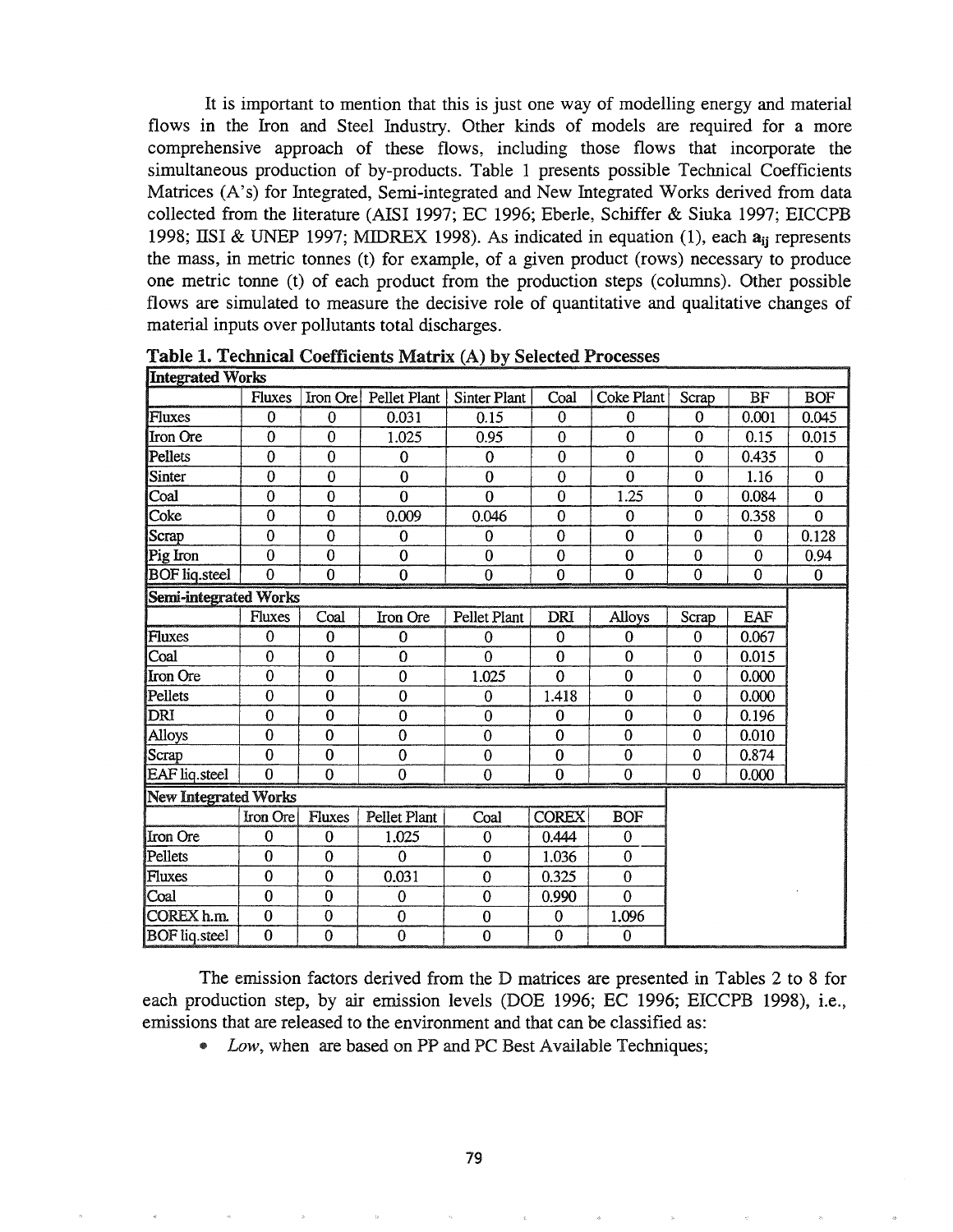It is important to mention that this is just one way of modelling energy and material flows in the Iron and Steel Industry. Other kinds of models are required for a more comprehensive approach of these flows, including those flows that incorporate the simultaneous production of by-products. Table 1 presents possible Technical Coefficients Matrices (A's) for Integrated, Semi-integrated and New Integrated Works derived from data collected from the literature (AISI 1997; EC 1996; Eberle, Schiffer & Siuka 1997; EICCPB 1998; IISI & UNEP 1997; MIDREX 1998). As indicated in equation (1), each $a_{ij}$ represents the mass, in metric tonnes (t) for example, of a given product (rows) necessary to produce one metric tonne (t) of each product from the production steps (columns). Other possible flows are simulated to measure the decisive role of quantitative and qualitative changes of material inputs over pollutants total discharges.

**Table 1. Technical Coefficients Matrix (A) by Selected Processes**

| Integrated Works | | | | | | | | | |
|---|---|---|---|---|---|---|---|---|---|
| | Fluxes | Iron Ore | Pellet Plant | Sinter Plant | Coal | Coke Plant | Scrap | BF | BOF |
| Fluxes | 0 | 0 | 0.031 | 0.15 | 0 | 0 | 0 | 0.001 | 0.045 |
| Iron Ore | 0 | 0 | 1.025 | 0.95 | 0 | 0 | 0 | 0.15 | 0.015 |
| Pellets | 0 | 0 | 0 | 0 | 0 | 0 | 0 | 0.435 | 0 |
| Sinter | 0 | 0 | 0 | 0 | 0 | 0 | 0 | 1.16 | 0 |
| Coal | 0 | 0 | 0 | 0 | 0 | 1.25 | 0 | 0.084 | 0 |
| Coke | 0 | 0 | 0.009 | 0.046 | 0 | 0 | 0 | 0.358 | 0 |
| Scrap | 0 | 0 | 0 | 0 | 0 | 0 | 0 | 0 | 0.128 |
| Pig Iron | 0 | 0 | 0 | 0 | 0 | 0 | 0 | 0 | 0.94 |
| BOF liq.steel | 0 | 0 | 0 | 0 | 0 | 0 | 0 | 0 | 0 |

| Semi-integrated Works | | | | | | | | |
|---|---|---|---|---|---|---|---|---|
| | Fluxes | Coal | Iron Ore | Pellet Plant | DRI | Alloys | Scrap | EAF |
| Fluxes | 0 | 0 | 0 | 0 | 0 | 0 | 0 | 0.067 |
| Coal | 0 | 0 | 0 | 0 | 0 | 0 | 0 | 0.015 |
| Iron Ore | 0 | 0 | 0 | 1.025 | 0 | 0 | 0 | 0.000 |
| Pellets | 0 | 0 | 0 | 0 | 1.418 | 0 | 0 | 0.000 |
| DRI | 0 | 0 | 0 | 0 | 0 | 0 | 0 | 0.196 |
| Alloys | 0 | 0 | 0 | 0 | 0 | 0 | 0 | 0.010 |
| Scrap | 0 | 0 | 0 | 0 | 0 | 0 | 0 | 0.874 |
| EAF liq.steel | 0 | 0 | 0 | 0 | 0 | 0 | 0 | 0.000 |

| New Integrated Works | | | | | | |
|---|---|---|---|---|---|---|
| | Iron Ore | Fluxes | Pellet Plant | Coal | COREX | BOF |
| Iron Ore | 0 | 0 | 1.025 | 0 | 0.444 | 0 |
| Pellets | 0 | 0 | 0 | 0 | 1.036 | 0 |
| Fluxes | 0 | 0 | 0.031 | 0 | 0.325 | 0 |
| Coal | 0 | 0 | 0 | 0 | 0.990 | 0 |
| COREX h.m. | 0 | 0 | 0 | 0 | 0 | 1.096 |
| BOF liq.steel | 0 | 0 | 0 | 0 | 0 | 0 |

The emission factors derived from the D matrices are presented in Tables 2 to 8 for each production step, by air emission levels (DOE 1996; EC 1996; EICCPB 1998), i.e., emissions that are released to the environment and that can be classified as:

- *Low*, when are based on PP and PC Best Available Techniques;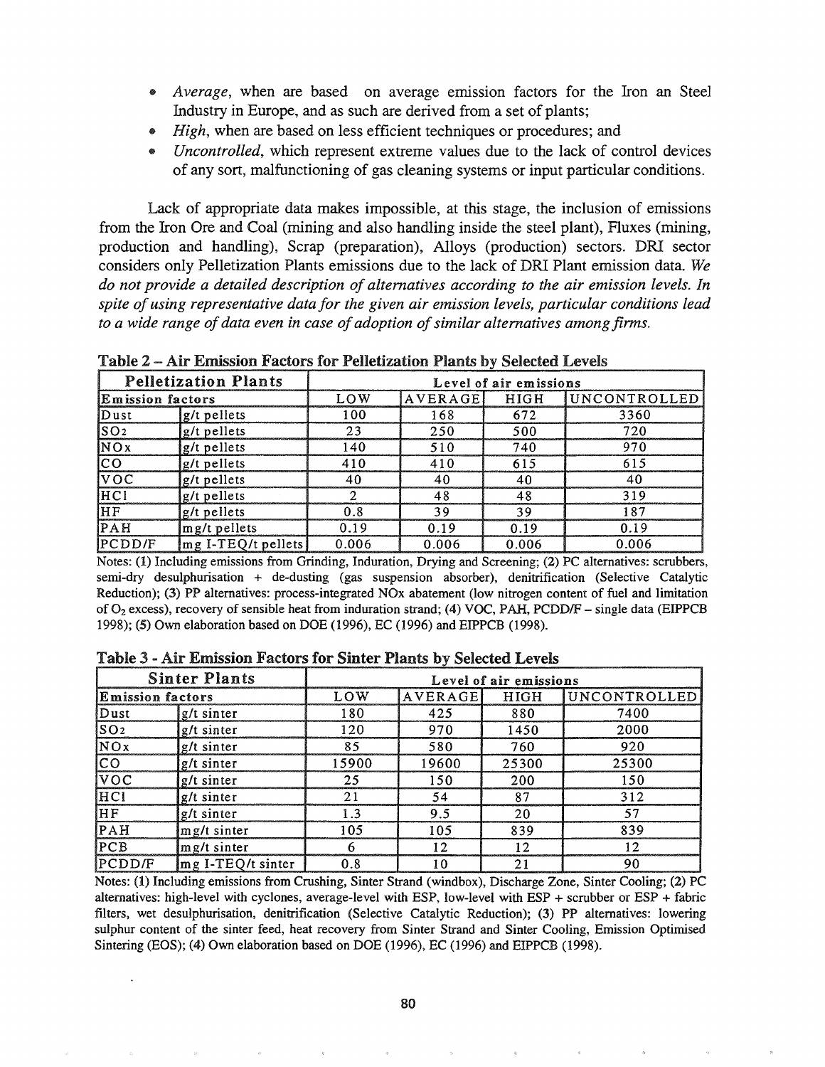- *Average*, when are based on average emission factors for the Iron an Steel Industry in Europe, and as such are derived from a set of plants;
- *High*, when are based on less efficient techniques or procedures; and
- *Uncontrolled*, which represent extreme values due to the lack of control devices of any sort, malfunctioning of gas cleaning systems or input particular conditions.

Lack of appropriate data makes impossible, at this stage, the inclusion of emissions from the Iron Ore and Coal (mining and also handling inside the steel plant), Fluxes (mining, production and handling), Scrap (preparation), Alloys (production) sectors. DRI sector considers only Pelletization Plants emissions due to the lack of DRI Plant emission data. *We do not provide a detailed description of alternatives according to the air emission levels. In spite of using representative data for the given air emission levels, particular conditions lead to a wide range of data even in case of adoption of similar alternatives among firms.*

**Table 2 – Air Emission Factors for Pelletization Plants by Selected Levels**

| Pelletization Plants | | Level of air emissions | | | |
|---|---|---|---|---|---|
| Emission factors | | LOW | AVERAGE | HIGH | UNCONTROLLED |
| Dust | g/t pellets | 100 | 168 | 672 | 3360 |
| $SO_2$ | g/t pellets | 23 | 250 | 500 | 720 |
| NOx | g/t pellets | 140 | 510 | 740 | 970 |
| CO | g/t pellets | 410 | 410 | 615 | 615 |
| VOC | g/t pellets | 40 | 40 | 40 | 40 |
| HCl | g/t pellets | 2 | 48 | 48 | 319 |
| HF | g/t pellets | 0.8 | 39 | 39 | 187 |
| PAH | mg/t pellets | 0.19 | 0.19 | 0.19 | 0.19 |
| PCDD/F | mg I-TEQ/t pellets | 0.006 | 0.006 | 0.006 | 0.006 |

Notes: (1) Including emissions from Grinding, Induration, Drying and Screening; (2) PC alternatives: scrubbers, semi-dry desulphurisation + de-dusting (gas suspension absorber), denitrification (Selective Catalytic Reduction); (3) PP alternatives: process-integrated NOx abatement (low nitrogen content of fuel and limitation of $O_2$ excess), recovery of sensible heat from induration strand; (4) VOC, PAH, PCDD/F – single data (EIPPCB 1998); (5) Own elaboration based on DOE (1996), EC (1996) and EIPPCB (1998).

**Table 3 - Air Emission Factors for Sinter Plants by Selected Levels**

| Sinter Plants | | Level of air emissions | | | |
|---|---|---|---|---|---|
| Emission factors | | LOW | AVERAGE | HIGH | UNCONTROLLED |
| Dust | g/t sinter | 180 | 425 | 880 | 7400 |
| $SO_2$ | g/t sinter | 120 | 970 | 1450 | 2000 |
| NOx | g/t sinter | 85 | 580 | 760 | 920 |
| CO | g/t sinter | 15900 | 19600 | 25300 | 25300 |
| VOC | g/t sinter | 25 | 150 | 200 | 150 |
| HCl | g/t sinter | 21 | 54 | 87 | 312 |
| HF | g/t sinter | 1.3 | 9.5 | 20 | 57 |
| PAH | mg/t sinter | 105 | 105 | 839 | 839 |
| PCB | mg/t sinter | 6 | 12 | 12 | 12 |
| PCDD/F | mg I-TEQ/t sinter | 0.8 | 10 | 21 | 90 |

Notes: (1) Including emissions from Crushing, Sinter Strand (windbox), Discharge Zone, Sinter Cooling; (2) PC alternatives: high-level with cyclones, average-level with ESP, low-level with ESP + scrubber or ESP + fabric filters, wet desulphurisation, denitrification (Selective Catalytic Reduction); (3) PP alternatives: lowering sulphur content of the sinter feed, heat recovery from Sinter Strand and Sinter Cooling, Emission Optimised Sintering (EOS); (4) Own elaboration based on DOE (1996), EC (1996) and EIPPCB (1998).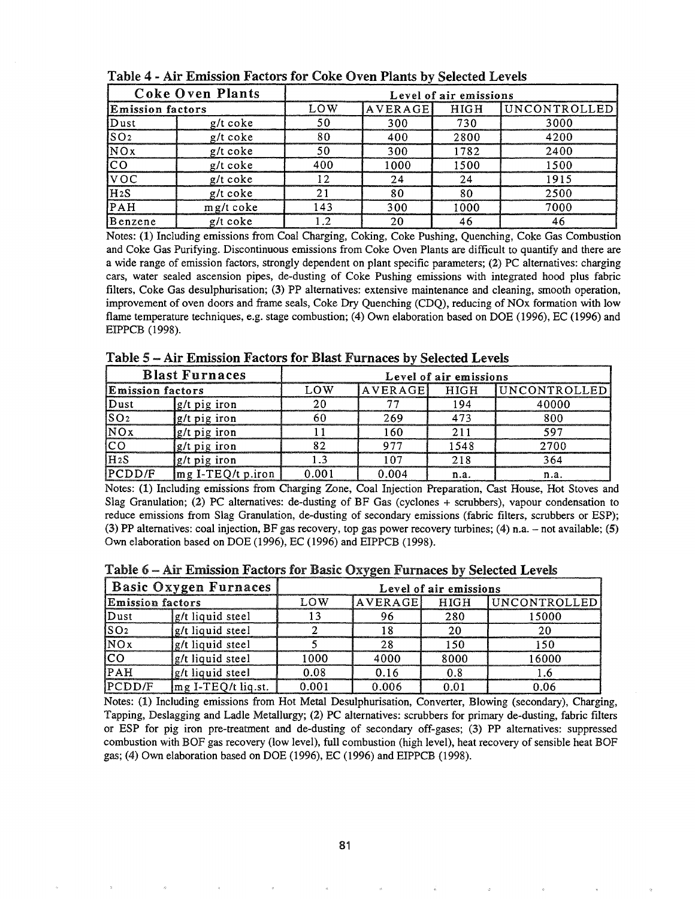**Table 4 - Air Emission Factors for Coke Oven Plants by Selected Levels**

| Coke Oven Plants | | Level of air emissions | | | |
|---|---|---|---|---|---|
| Emission factors | | LOW | AVERAGE | HIGH | UNCONTROLLED |
| Dust | g/t coke | 50 | 300 | 730 | 3000 |
| $SO_2$ | g/t coke | 80 | 400 | 2800 | 4200 |
| NOx | g/t coke | 50 | 300 | 1782 | 2400 |
| CO | g/t coke | 400 | 1000 | 1500 | 1500 |
| VOC | g/t coke | 12 | 24 | 24 | 1915 |
| $H_2S$ | g/t coke | 21 | 80 | 80 | 2500 |
| PAH | mg/t coke | 143 | 300 | 1000 | 7000 |
| Benzene | g/t coke | 1.2 | 20 | 46 | 46 |

Notes: (1) Including emissions from Coal Charging, Coking, Coke Pushing, Quenching, Coke Gas Combustion and Coke Gas Purifying. Discontinuous emissions from Coke Oven Plants are difficult to quantify and there are a wide range of emission factors, strongly dependent on plant specific parameters; (2) PC alternatives: charging cars, water sealed ascension pipes, de-dusting of Coke Pushing emissions with integrated hood plus fabric filters, Coke Gas desulphurisation; (3) PP alternatives: extensive maintenance and cleaning, smooth operation, improvement of oven doors and frame seals, Coke Dry Quenching (CDQ), reducing of NOx formation with low flame temperature techniques, e.g. stage combustion; (4) Own elaboration based on DOE (1996), EC (1996) and EIPPCB (1998).

**Table 5 – Air Emission Factors for Blast Furnaces by Selected Levels**

| Blast Furnaces | | Level of air emissions | | | |
|---|---|---|---|---|---|
| Emission factors | | LOW | AVERAGE | HIGH | UNCONTROLLED |
| Dust | g/t pig iron | 20 | 77 | 194 | 40000 |
| $SO_2$ | g/t pig iron | 60 | 269 | 473 | 800 |
| NOx | g/t pig iron | 11 | 160 | 211 | 597 |
| CO | g/t pig iron | 82 | 977 | 1548 | 2700 |
| $H_2S$ | g/t pig iron | 1.3 | 107 | 218 | 364 |
| PCDD/F | mg I-TEQ/t p.iron | 0.001 | 0.004 | n.a. | n.a. |

Notes: (1) Including emissions from Charging Zone, Coal Injection Preparation, Cast House, Hot Stoves and Slag Granulation; (2) PC alternatives: de-dusting of BF Gas (cyclones + scrubbers), vapour condensation to reduce emissions from Slag Granulation, de-dusting of secondary emissions (fabric filters, scrubbers or ESP); (3) PP alternatives: coal injection, BF gas recovery, top gas power recovery turbines; (4) n.a. – not available; (5) Own elaboration based on DOE (1996), EC (1996) and EIPPCB (1998).

**Table 6 – Air Emission Factors for Basic Oxygen Furnaces by Selected Levels**

| Basic Oxygen Furnaces | | Level of air emissions | | | |
|---|---|---|---|---|---|
| Emission factors | | LOW | AVERAGE | HIGH | UNCONTROLLED |
| Dust | g/t liquid steel | 13 | 96 | 280 | 15000 |
| $SO_2$ | g/t liquid steel | 2 | 18 | 20 | 20 |
| NOx | g/t liquid steel | 5 | 28 | 150 | 150 |
| CO | g/t liquid steel | 1000 | 4000 | 8000 | 16000 |
| PAH | g/t liquid steel | 0.08 | 0.16 | 0.8 | 1.6 |
| PCDD/F | mg I-TEQ/t liq.st. | 0.001 | 0.006 | 0.01 | 0.06 |

Notes: (1) Including emissions from Hot Metal Desulphurisation, Converter, Blowing (secondary), Charging, Tapping, Deslagging and Ladle Metallurgy; (2) PC alternatives: scrubbers for primary de-dusting, fabric filters or ESP for pig iron pre-treatment and de-dusting of secondary off-gases; (3) PP alternatives: suppressed combustion with BOF gas recovery (low level), full combustion (high level), heat recovery of sensible heat BOF gas; (4) Own elaboration based on DOE (1996), EC (1996) and EIPPCB (1998).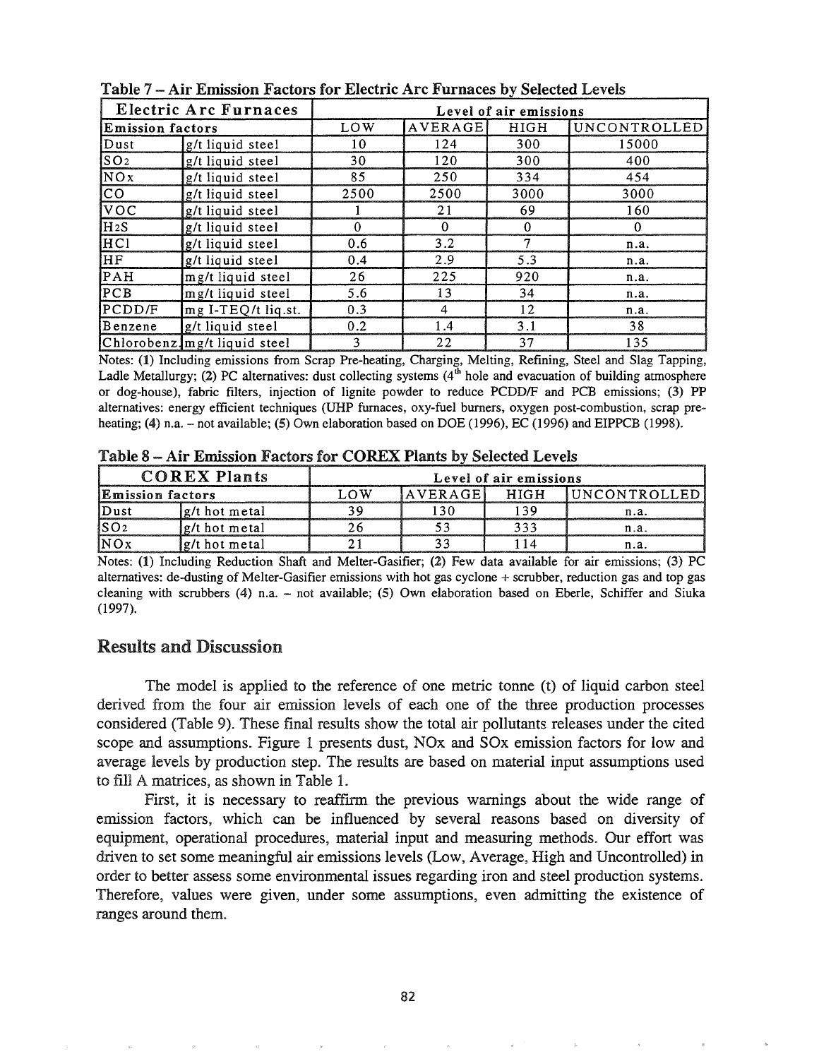**Table 7 – Air Emission Factors for Electric Arc Furnaces by Selected Levels**

| Electric Arc Furnaces | | Level of air emissions | | | |
|---|---|---|---|---|---|
| Emission factors | | LOW | AVERAGE | HIGH | UNCONTROLLED |
| Dust | g/t liquid steel | 10 | 124 | 300 | 15000 |
| $SO_2$ | g/t liquid steel | 30 | 120 | 300 | 400 |
| NOx | g/t liquid steel | 85 | 250 | 334 | 454 |
| CO | g/t liquid steel | 2500 | 2500 | 3000 | 3000 |
| VOC | g/t liquid steel | 1 | 21 | 69 | 160 |
| $H_2S$ | g/t liquid steel | 0 | 0 | 0 | 0 |
| HCl | g/t liquid steel | 0.6 | 3.2 | 7 | n.a. |
| HF | g/t liquid steel | 0.4 | 2.9 | 5.3 | n.a. |
| PAH | mg/t liquid steel | 26 | 225 | 920 | n.a. |
| PCB | mg/t liquid steel | 5.6 | 13 | 34 | n.a. |
| PCDD/F | mg I-TEQ/t liq.st. | 0.3 | 4 | 12 | n.a. |
| Benzene | g/t liquid steel | 0.2 | 1.4 | 3.1 | 38 |
| Chlorobenz. | mg/t liquid steel | 3 | 22 | 37 | 135 |

Notes: (1) Including emissions from Scrap Pre-heating, Charging, Melting, Refining, Steel and Slag Tapping, Ladle Metallurgy; (2) PC alternatives: dust collecting systems (4th hole and evacuation of building atmosphere or dog-house), fabric filters, injection of lignite powder to reduce PCDD/F and PCB emissions; (3) PP alternatives: energy efficient techniques (UHP furnaces, oxy-fuel burners, oxygen post-combustion, scrap pre-heating; (4) n.a. – not available; (5) Own elaboration based on DOE (1996), EC (1996) and EIPPCB (1998).

**Table 8 – Air Emission Factors for COREX Plants by Selected Levels**

| COREX Plants | | Level of air emissions | | | |
|---|---|---|---|---|---|
| Emission factors | | LOW | AVERAGE | HIGH | UNCONTROLLED |
| Dust | g/t hot metal | 39 | 130 | 139 | n.a. |
| $SO_2$ | g/t hot metal | 26 | 53 | 333 | n.a. |
| NOx | g/t hot metal | 21 | 33 | 114 | n.a. |

Notes: (1) Including Reduction Shaft and Melter-Gasifier; (2) Few data available for air emissions; (3) PC alternatives: de-dusting of Melter-Gasifier emissions with hot gas cyclone + scrubber, reduction gas and top gas cleaning with scrubbers (4) n.a. – not available; (5) Own elaboration based on Eberle, Schiffer and Siuka (1997).

## Results and Discussion

The model is applied to the reference of one metric tonne (t) of liquid carbon steel derived from the four air emission levels of each one of the three production processes considered (Table 9). These final results show the total air pollutants releases under the cited scope and assumptions. Figure 1 presents dust, NOx and SOx emission factors for low and average levels by production step. The results are based on material input assumptions used to fill A matrices, as shown in Table 1.

First, it is necessary to reaffirm the previous warnings about the wide range of emission factors, which can be influenced by several reasons based on diversity of equipment, operational procedures, material input and measuring methods. Our effort was driven to set some meaningful air emissions levels (Low, Average, High and Uncontrolled) in order to better assess some environmental issues regarding iron and steel production systems. Therefore, values were given, under some assumptions, even admitting the existence of ranges around them.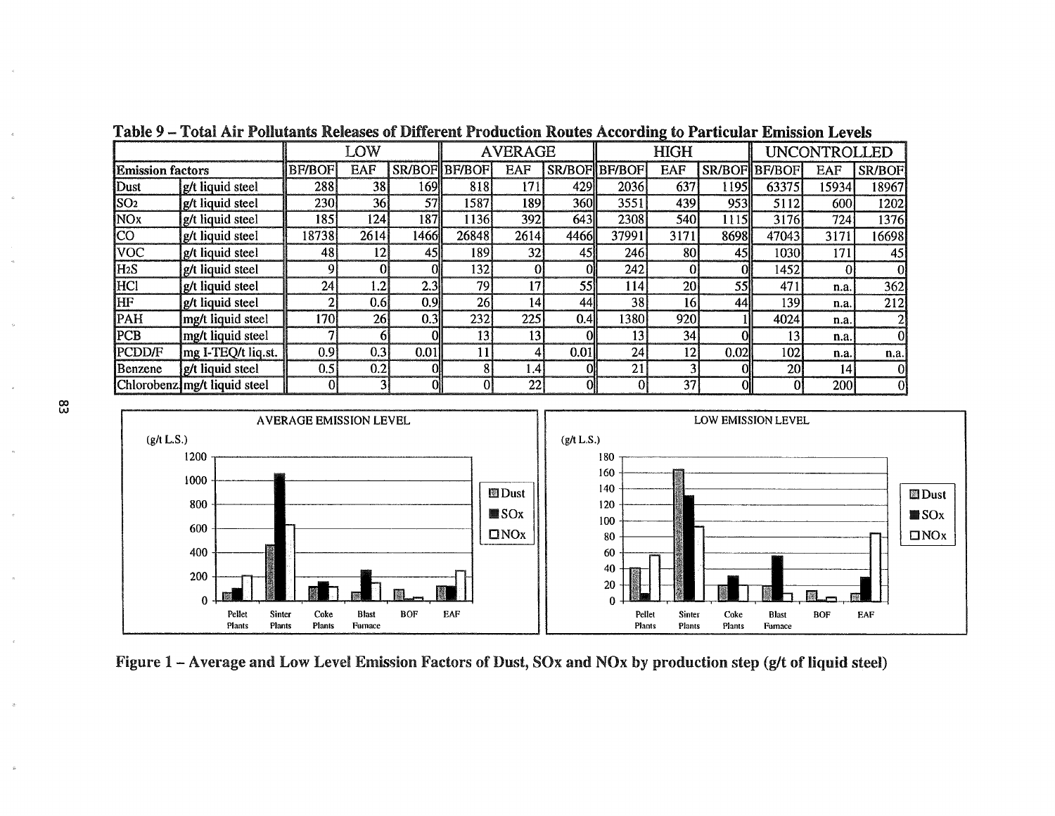**Table 9 – Total Air Pollutants Releases of Different Production Routes According to Particular Emission Levels**

| | | LOW | | | AVERAGE | | | HIGH | | | UNCONTROLLED | | |
|---|---|---|---|---|---|---|---|---|---|---|---|---|---|
| Emission factors | | BF/BOF | EAF | SR/BOF | BF/BOF | EAF | SR/BOF | BF/BOF | EAF | SR/BOF | BF/BOF | EAF | SR/BOF |
| Dust | g/t liquid steel | 288 | 38 | 169 | 818 | 171 | 429 | 2036 | 637 | 1195 | 63375 | 15934 | 18967 |
| $SO_2$ | g/t liquid steel | 230 | 36 | 57 | 1587 | 189 | 360 | 3551 | 439 | 953 | 5112 | 600 | 1202 |
| NOx | g/t liquid steel | 185 | 124 | 187 | 1136 | 392 | 643 | 2308 | 540 | 1115 | 3176 | 724 | 1376 |
| CO | g/t liquid steel | 18738 | 2614 | 1466 | 26848 | 2614 | 4466 | 37991 | 3171 | 8698 | 47043 | 3171 | 16698 |
| VOC | g/t liquid steel | 48 | 12 | 45 | 189 | 32 | 45 | 246 | 80 | 45 | 1030 | 171 | 45 |
| $H_2S$ | g/t liquid steel | 9 | 0 | 0 | 132 | 0 | 0 | 242 | 0 | 0 | 1452 | 0 | 0 |
| HCl | g/t liquid steel | 24 | 1.2 | 2.3 | 79 | 17 | 55 | 114 | 20 | 55 | 471 | n.a. | 362 |
| HF | g/t liquid steel | 2 | 0.6 | 0.9 | 26 | 14 | 44 | 38 | 16 | 44 | 139 | n.a. | 212 |
| PAH | mg/t liquid steel | 170 | 26 | 0.3 | 232 | 225 | 0.4 | 1380 | 920 | 1 | 4024 | n.a. | 2 |
| PCB | mg/t liquid steel | 7 | 6 | 0 | 13 | 13 | 0 | 13 | 34 | 0 | 13 | n.a. | 0 |
| PCDD/F | mg I-TEQ/t liq.st. | 0.9 | 0.3 | 0.01 | 11 | 4 | 0.01 | 24 | 12 | 0.02 | 102 | n.a. | n.a. |
| Benzene | g/t liquid steel | 0.5 | 0.2 | 0 | 8 | 1.4 | 0 | 21 | 3 | 0 | 20 | 14 | 0 |
| Chlorobenz. | mg/t liquid steel | 0 | 3 | 0 | 0 | 22 | 0 | 0 | 37 | 0 | 0 | 200 | 0 |

**Figure 1 – Average and Low Level Emission Factors of Dust, SOx and NOx by production step (g/t of liquid steel)**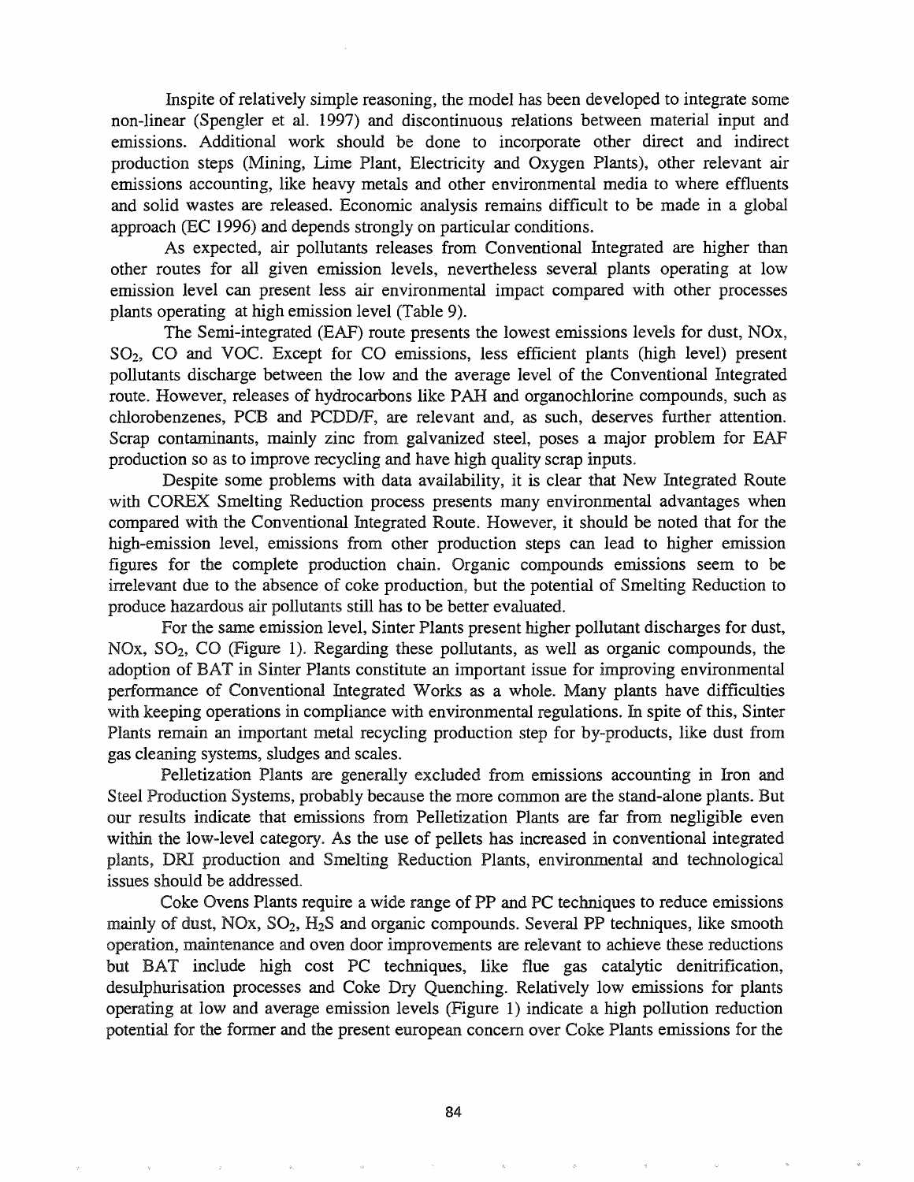Inspite of relatively simple reasoning, the model has been developed to integrate some non-linear (Spengler et al. 1997) and discontinuous relations between material input and emissions. Additional work should be done to incorporate other direct and indirect production steps (Mining, Lime Plant, Electricity and Oxygen Plants), other relevant air emissions accounting, like heavy metals and other environmental media to where effluents and solid wastes are released. Economic analysis remains difficult to be made in a global approach (EC 1996) and depends strongly on particular conditions.

As expected, air pollutants releases from Conventional Integrated are higher than other routes for all given emission levels, nevertheless several plants operating at low emission level can present less air environmental impact compared with other processes plants operating at high emission level (Table 9).

The Semi-integrated (EAF) route presents the lowest emissions levels for dust, NOx, $SO_2$, CO and VOC. Except for CO emissions, less efficient plants (high level) present pollutants discharge between the low and the average level of the Conventional Integrated route. However, releases of hydrocarbons like PAH and organochlorine compounds, such as chlorobenzenes, PCB and PCDD/F, are relevant and, as such, deserves further attention. Scrap contaminants, mainly zinc from galvanized steel, poses a major problem for EAF production so as to improve recycling and have high quality scrap inputs.

Despite some problems with data availability, it is clear that New Integrated Route with COREX Smelting Reduction process presents many environmental advantages when compared with the Conventional Integrated Route. However, it should be noted that for the high-emission level, emissions from other production steps can lead to higher emission figures for the complete production chain. Organic compounds emissions seem to be irrelevant due to the absence of coke production, but the potential of Smelting Reduction to produce hazardous air pollutants still has to be better evaluated.

For the same emission level, Sinter Plants present higher pollutant discharges for dust, NOx, $SO_2$, CO (Figure 1). Regarding these pollutants, as well as organic compounds, the adoption of BAT in Sinter Plants constitute an important issue for improving environmental performance of Conventional Integrated Works as a whole. Many plants have difficulties with keeping operations in compliance with environmental regulations. In spite of this, Sinter Plants remain an important metal recycling production step for by-products, like dust from gas cleaning systems, sludges and scales.

Pelletization Plants are generally excluded from emissions accounting in Iron and Steel Production Systems, probably because the more common are the stand-alone plants. But our results indicate that emissions from Pelletization Plants are far from negligible even within the low-level category. As the use of pellets has increased in conventional integrated plants, DRI production and Smelting Reduction Plants, environmental and technological issues should be addressed.

Coke Ovens Plants require a wide range of PP and PC techniques to reduce emissions mainly of dust, NOx, $SO_2$, $H_2S$ and organic compounds. Several PP techniques, like smooth operation, maintenance and oven door improvements are relevant to achieve these reductions but BAT include high cost PC techniques, like flue gas catalytic denitrification, desulphurisation processes and Coke Dry Quenching. Relatively low emissions for plants operating at low and average emission levels (Figure 1) indicate a high pollution reduction potential for the former and the present european concern over Coke Plants emissions for the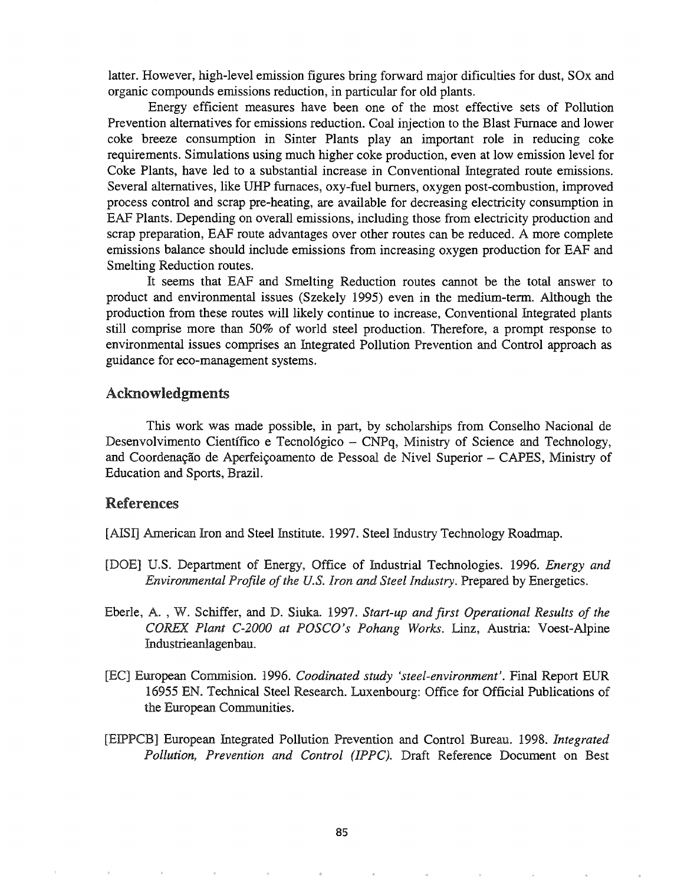latter. However, high-level emission figures bring forward major dificulties for dust, SOx and organic compounds emissions reduction, in particular for old plants.

Energy efficient measures have been one of the most effective sets of Pollution Prevention alternatives for emissions reduction. Coal injection to the Blast Furnace and lower coke breeze consumption in Sinter Plants play an important role in reducing coke requirements. Simulations using much higher coke production, even at low emission level for Coke Plants, have led to a substantial increase in Conventional Integrated route emissions. Several alternatives, like UHP furnaces, oxy-fuel burners, oxygen post-combustion, improved process control and scrap pre-heating, are available for decreasing electricity consumption in EAF Plants. Depending on overall emissions, including those from electricity production and scrap preparation, EAF route advantages over other routes can be reduced. A more complete emissions balance should include emissions from increasing oxygen production for EAF and Smelting Reduction routes.

It seems that EAF and Smelting Reduction routes cannot be the total answer to product and environmental issues (Szekely 1995) even in the medium-term. Although the production from these routes will likely continue to increase, Conventional Integrated plants still comprise more than 50% of world steel production. Therefore, a prompt response to environmental issues comprises an Integrated Pollution Prevention and Control approach as guidance for eco-management systems.

## Acknowledgments

This work was made possible, in part, by scholarships from Conselho Nacional de Desenvolvimento Científico e Tecnológico – CNPq, Ministry of Science and Technology, and Coordenação de Aperfeiçoamento de Pessoal de Nivel Superior – CAPES, Ministry of Education and Sports, Brazil.

## References

[AISI] American Iron and Steel Institute. 1997. Steel Industry Technology Roadmap.

[DOE] U.S. Department of Energy, Office of Industrial Technologies. 1996. *Energy and Environmental Profile of the U.S. Iron and Steel Industry*. Prepared by Energetics.

Eberle, A. , W. Schiffer, and D. Siuka. 1997. *Start-up and first Operational Results of the COREX Plant C-2000 at POSCO's Pohang Works*. Linz, Austria: Voest-Alpine Industrieanlagenbau.

[EC] European Commision. 1996. *Coodinated study 'steel-environment'*. Final Report EUR 16955 EN. Technical Steel Research. Luxenbourg: Office for Official Publications of the European Communities.

[EIPPCB] European Integrated Pollution Prevention and Control Bureau. 1998. *Integrated Pollution, Prevention and Control (IPPC)*. Draft Reference Document on Best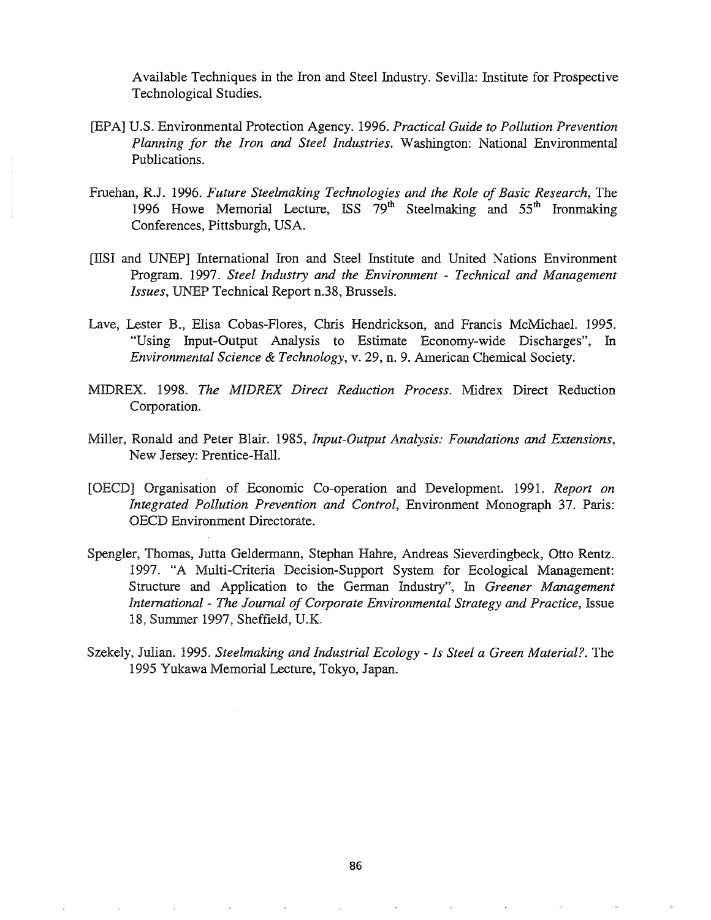Available Techniques in the Iron and Steel Industry. Sevilla: Institute for Prospective Technological Studies.

[EPA] U.S. Environmental Protection Agency. 1996. *Practical Guide to Pollution Prevention Planning for the Iron and Steel Industries*. Washington: National Environmental Publications.

Fruehan, R.J. 1996. *Future Steelmaking Technologies and the Role of Basic Research*, The 1996 Howe Memorial Lecture, ISS 79th Steelmaking and 55th Ironmaking Conferences, Pittsburgh, USA.

[IISI and UNEP] International Iron and Steel Institute and United Nations Environment Program. 1997. *Steel Industry and the Environment - Technical and Management Issues*, UNEP Technical Report n.38, Brussels.

Lave, Lester B., Elisa Cobas-Flores, Chris Hendrickson, and Francis McMichael. 1995. "Using Input-Output Analysis to Estimate Economy-wide Discharges", In *Environmental Science & Technology*, v. 29, n. 9. American Chemical Society.

MIDREX. 1998. *The MIDREX Direct Reduction Process*. Midrex Direct Reduction Corporation.

Miller, Ronald and Peter Blair. 1985, *Input-Output Analysis: Foundations and Extensions*, New Jersey: Prentice-Hall.

[OECD] Organisation of Economic Co-operation and Development. 1991. *Report on Integrated Pollution Prevention and Control*, Environment Monograph 37. Paris: OECD Environment Directorate.

Spengler, Thomas, Jutta Geldermann, Stephan Hahre, Andreas Sieverdingbeck, Otto Rentz. 1997. "A Multi-Criteria Decision-Support System for Ecological Management: Structure and Application to the German Industry", In *Greener Management International - The Journal of Corporate Environmental Strategy and Practice*, Issue 18, Summer 1997, Sheffield, U.K.

Szekely, Julian. 1995. *Steelmaking and Industrial Ecology - Is Steel a Green Material?*. The 1995 Yukawa Memorial Lecture, Tokyo, Japan.